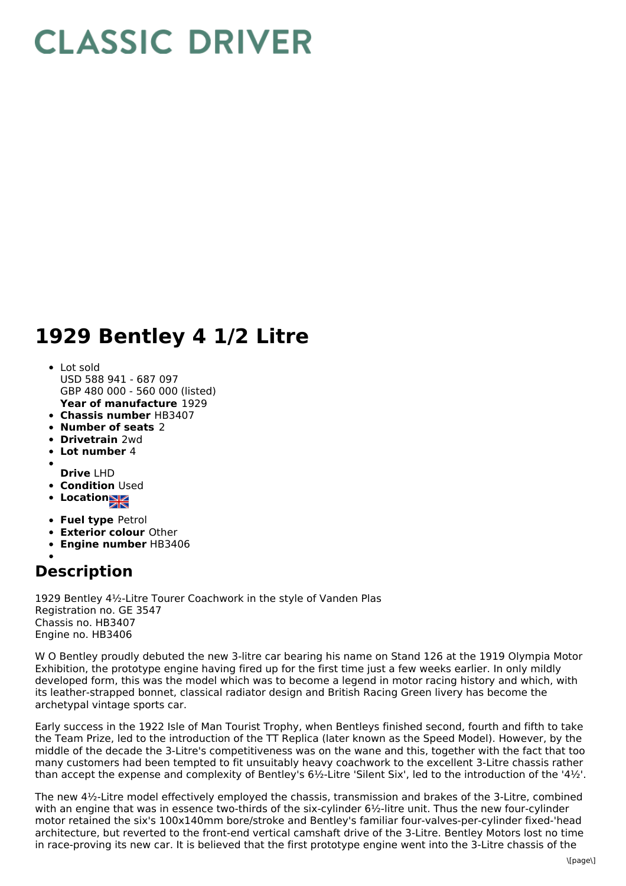# CLASSIC DRIVER

# 1929 Bentley 4 1/2 Litre

- Lot sold
  USD 588 941 - 687 097
  GBP 480 000 - 560 000 (listed)
  **Year of manufacture** 1929
- **Chassis number** HB3407
- **Number of seats** 2
- **Drivetrain** 2wd
- **Lot number** 4
- **Drive** LHD
- **Condition** Used
- **Location**
- **Fuel type** Petrol
- **Exterior colour** Other
- **Engine number** HB3406

## Description

1929 Bentley 4½-Litre Tourer Coachwork in the style of Vanden Plas
Registration no. GE 3547
Chassis no. HB3407
Engine no. HB3406

W O Bentley proudly debuted the new 3-litre car bearing his name on Stand 126 at the 1919 Olympia Motor Exhibition, the prototype engine having fired up for the first time just a few weeks earlier. In only mildly developed form, this was the model which was to become a legend in motor racing history and which, with its leather-strapped bonnet, classical radiator design and British Racing Green livery has become the archetypal vintage sports car.

Early success in the 1922 Isle of Man Tourist Trophy, when Bentleys finished second, fourth and fifth to take the Team Prize, led to the introduction of the TT Replica (later known as the Speed Model). However, by the middle of the decade the 3-Litre's competitiveness was on the wane and this, together with the fact that too many customers had been tempted to fit unsuitably heavy coachwork to the excellent 3-Litre chassis rather than accept the expense and complexity of Bentley's 6½-Litre 'Silent Six', led to the introduction of the '4½'.

The new 4½-Litre model effectively employed the chassis, transmission and brakes of the 3-Litre, combined with an engine that was in essence two-thirds of the six-cylinder 6½-litre unit. Thus the new four-cylinder motor retained the six's 100x140mm bore/stroke and Bentley's familiar four-valves-per-cylinder fixed-'head architecture, but reverted to the front-end vertical camshaft drive of the 3-Litre. Bentley Motors lost no time in race-proving its new car. It is believed that the first prototype engine went into the 3-Litre chassis of the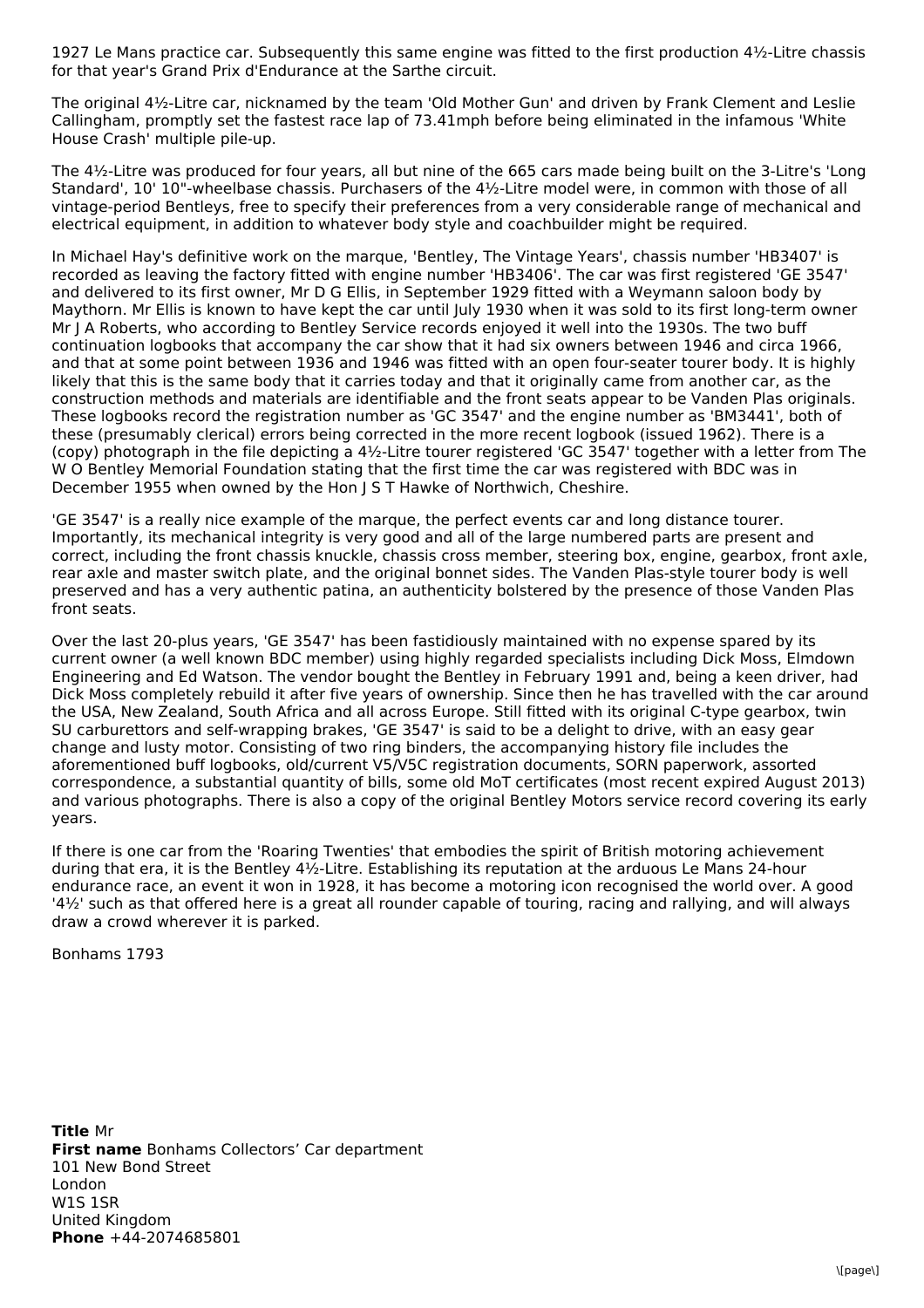1927 Le Mans practice car. Subsequently this same engine was fitted to the first production 4½-Litre chassis for that year's Grand Prix d'Endurance at the Sarthe circuit.

The original 4½-Litre car, nicknamed by the team 'Old Mother Gun' and driven by Frank Clement and Leslie Callingham, promptly set the fastest race lap of 73.41mph before being eliminated in the infamous 'White House Crash' multiple pile-up.

The 4½-Litre was produced for four years, all but nine of the 665 cars made being built on the 3-Litre's 'Long Standard', 10' 10"-wheelbase chassis. Purchasers of the 4½-Litre model were, in common with those of all vintage-period Bentleys, free to specify their preferences from a very considerable range of mechanical and electrical equipment, in addition to whatever body style and coachbuilder might be required.

In Michael Hay's definitive work on the marque, 'Bentley, The Vintage Years', chassis number 'HB3407' is recorded as leaving the factory fitted with engine number 'HB3406'. The car was first registered 'GE 3547' and delivered to its first owner, Mr D G Ellis, in September 1929 fitted with a Weymann saloon body by Maythorn. Mr Ellis is known to have kept the car until July 1930 when it was sold to its first long-term owner Mr J A Roberts, who according to Bentley Service records enjoyed it well into the 1930s. The two buff continuation logbooks that accompany the car show that it had six owners between 1946 and circa 1966, and that at some point between 1936 and 1946 was fitted with an open four-seater tourer body. It is highly likely that this is the same body that it carries today and that it originally came from another car, as the construction methods and materials are identifiable and the front seats appear to be Vanden Plas originals. These logbooks record the registration number as 'GC 3547' and the engine number as 'BM3441', both of these (presumably clerical) errors being corrected in the more recent logbook (issued 1962). There is a (copy) photograph in the file depicting a 4½-Litre tourer registered 'GC 3547' together with a letter from The W O Bentley Memorial Foundation stating that the first time the car was registered with BDC was in December 1955 when owned by the Hon J S T Hawke of Northwich, Cheshire.

'GE 3547' is a really nice example of the marque, the perfect events car and long distance tourer. Importantly, its mechanical integrity is very good and all of the large numbered parts are present and correct, including the front chassis knuckle, chassis cross member, steering box, engine, gearbox, front axle, rear axle and master switch plate, and the original bonnet sides. The Vanden Plas-style tourer body is well preserved and has a very authentic patina, an authenticity bolstered by the presence of those Vanden Plas front seats.

Over the last 20-plus years, 'GE 3547' has been fastidiously maintained with no expense spared by its current owner (a well known BDC member) using highly regarded specialists including Dick Moss, Elmdown Engineering and Ed Watson. The vendor bought the Bentley in February 1991 and, being a keen driver, had Dick Moss completely rebuild it after five years of ownership. Since then he has travelled with the car around the USA, New Zealand, South Africa and all across Europe. Still fitted with its original C-type gearbox, twin SU carburettors and self-wrapping brakes, 'GE 3547' is said to be a delight to drive, with an easy gear change and lusty motor. Consisting of two ring binders, the accompanying history file includes the aforementioned buff logbooks, old/current V5/V5C registration documents, SORN paperwork, assorted correspondence, a substantial quantity of bills, some old MoT certificates (most recent expired August 2013) and various photographs. There is also a copy of the original Bentley Motors service record covering its early years.

If there is one car from the 'Roaring Twenties' that embodies the spirit of British motoring achievement during that era, it is the Bentley 4½-Litre. Establishing its reputation at the arduous Le Mans 24-hour endurance race, an event it won in 1928, it has become a motoring icon recognised the world over. A good '4½' such as that offered here is a great all rounder capable of touring, racing and rallying, and will always draw a crowd wherever it is parked.

Bonhams 1793

**Title** Mr
**First name** Bonhams Collectors' Car department
101 New Bond Street
London
W1S 1SR
United Kingdom
**Phone** +44-2074685801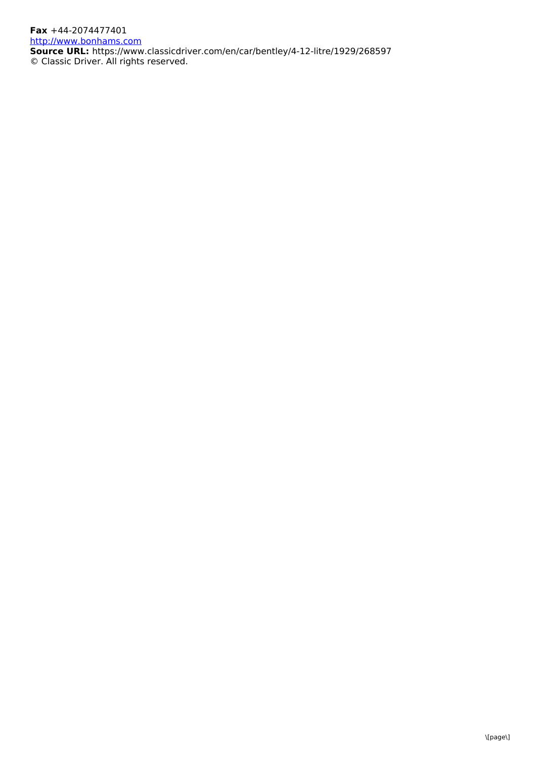**Fax** +44-2074477401
http://www.bonhams.com
**Source URL:** https://www.classicdriver.com/en/car/bentley/4-12-litre/1929/268597
© Classic Driver. All rights reserved.